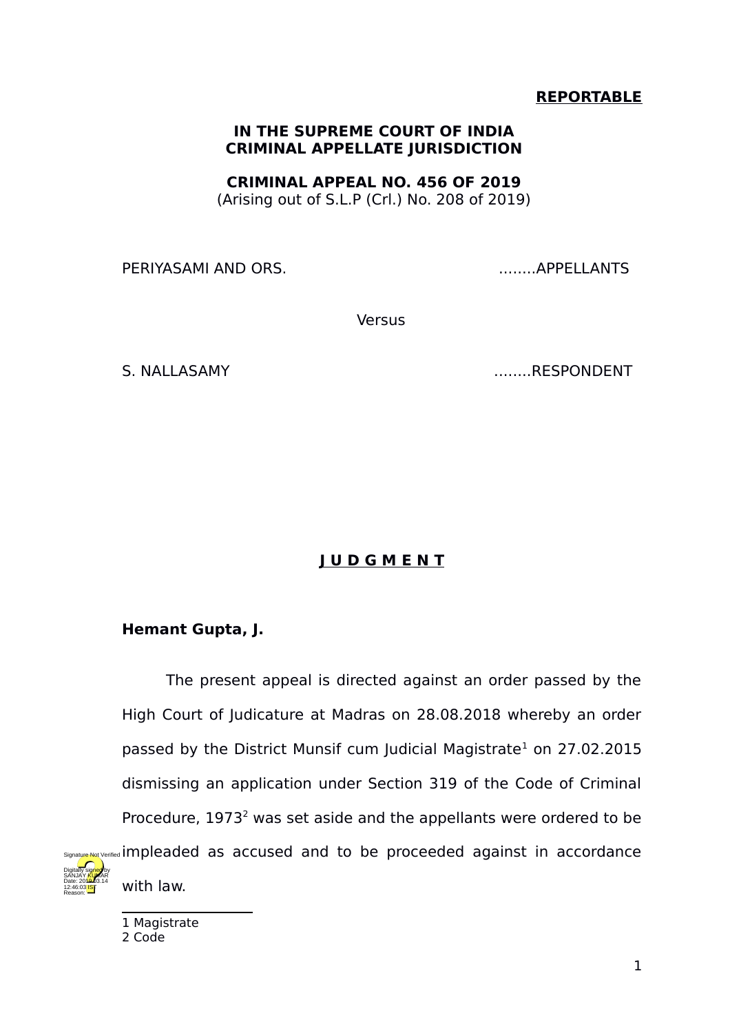**REPORTABLE**

**IN THE SUPREME COURT OF INDIA**
**CRIMINAL APPELLATE JURISDICTION**

**CRIMINAL APPEAL NO. 456 OF 2019**
(Arising out of S.L.P (Crl.) No. 208 of 2019)

PERIYASAMI AND ORS. ........APPELLANTS

Versus

S. NALLASAMY ........RESPONDENT

**J U D G M E N T**

**Hemant Gupta, J.**

The present appeal is directed against an order passed by the High Court of Judicature at Madras on 28.08.2018 whereby an order passed by the District Munsif cum Judicial Magistrate[1] on 27.02.2015 dismissing an application under Section 319 of the Code of Criminal Procedure, 1973[2] was set aside and the appellants were ordered to be impleaded as accused and to be proceeded against in accordance with law.

---

1 Magistrate
2 Code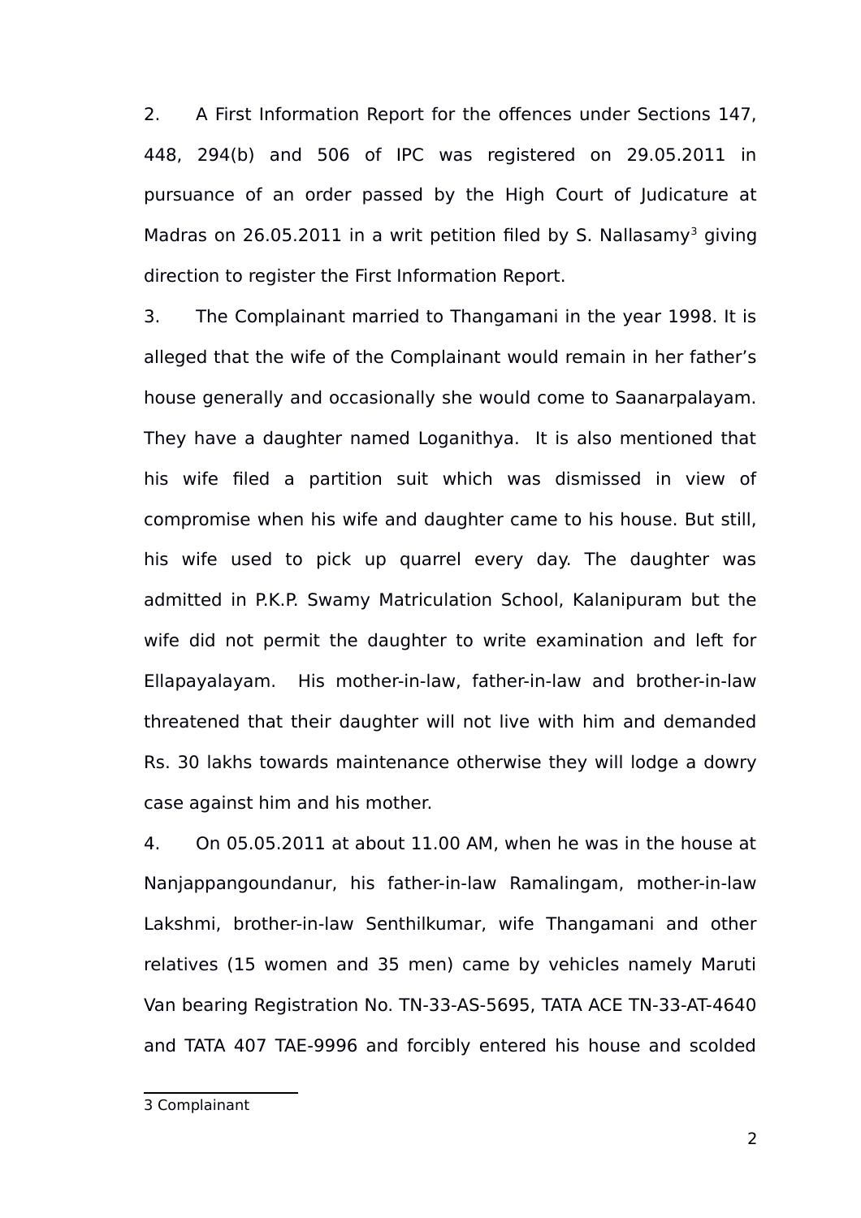2. A First Information Report for the offences under Sections 147, 448, 294(b) and 506 of IPC was registered on 29.05.2011 in pursuance of an order passed by the High Court of Judicature at Madras on 26.05.2011 in a writ petition filed by S. Nallasamy[3] giving direction to register the First Information Report.

3. The Complainant married to Thangamani in the year 1998. It is alleged that the wife of the Complainant would remain in her father's house generally and occasionally she would come to Saanarpalayam. They have a daughter named Loganithya. It is also mentioned that his wife filed a partition suit which was dismissed in view of compromise when his wife and daughter came to his house. But still, his wife used to pick up quarrel every day. The daughter was admitted in P.K.P. Swamy Matriculation School, Kalanipuram but the wife did not permit the daughter to write examination and left for Ellapayalayam. His mother-in-law, father-in-law and brother-in-law threatened that their daughter will not live with him and demanded Rs. 30 lakhs towards maintenance otherwise they will lodge a dowry case against him and his mother.

4. On 05.05.2011 at about 11.00 AM, when he was in the house at Nanjappangoundanur, his father-in-law Ramalingam, mother-in-law Lakshmi, brother-in-law Senthilkumar, wife Thangamani and other relatives (15 women and 35 men) came by vehicles namely Maruti Van bearing Registration No. TN-33-AS-5695, TATA ACE TN-33-AT-4640 and TATA 407 TAE-9996 and forcibly entered his house and scolded

---

3 Complainant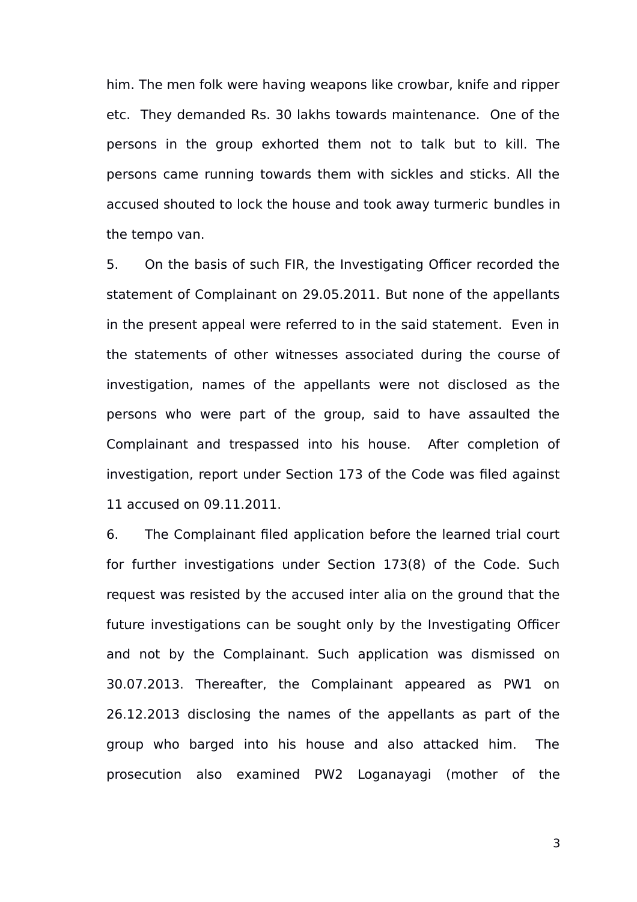him. The men folk were having weapons like crowbar, knife and ripper etc. They demanded Rs. 30 lakhs towards maintenance. One of the persons in the group exhorted them not to talk but to kill. The persons came running towards them with sickles and sticks. All the accused shouted to lock the house and took away turmeric bundles in the tempo van.

5. On the basis of such FIR, the Investigating Officer recorded the statement of Complainant on 29.05.2011. But none of the appellants in the present appeal were referred to in the said statement. Even in the statements of other witnesses associated during the course of investigation, names of the appellants were not disclosed as the persons who were part of the group, said to have assaulted the Complainant and trespassed into his house. After completion of investigation, report under Section 173 of the Code was filed against 11 accused on 09.11.2011.

6. The Complainant filed application before the learned trial court for further investigations under Section 173(8) of the Code. Such request was resisted by the accused inter alia on the ground that the future investigations can be sought only by the Investigating Officer and not by the Complainant. Such application was dismissed on 30.07.2013. Thereafter, the Complainant appeared as PW1 on 26.12.2013 disclosing the names of the appellants as part of the group who barged into his house and also attacked him. The prosecution also examined PW2 Loganayagi (mother of the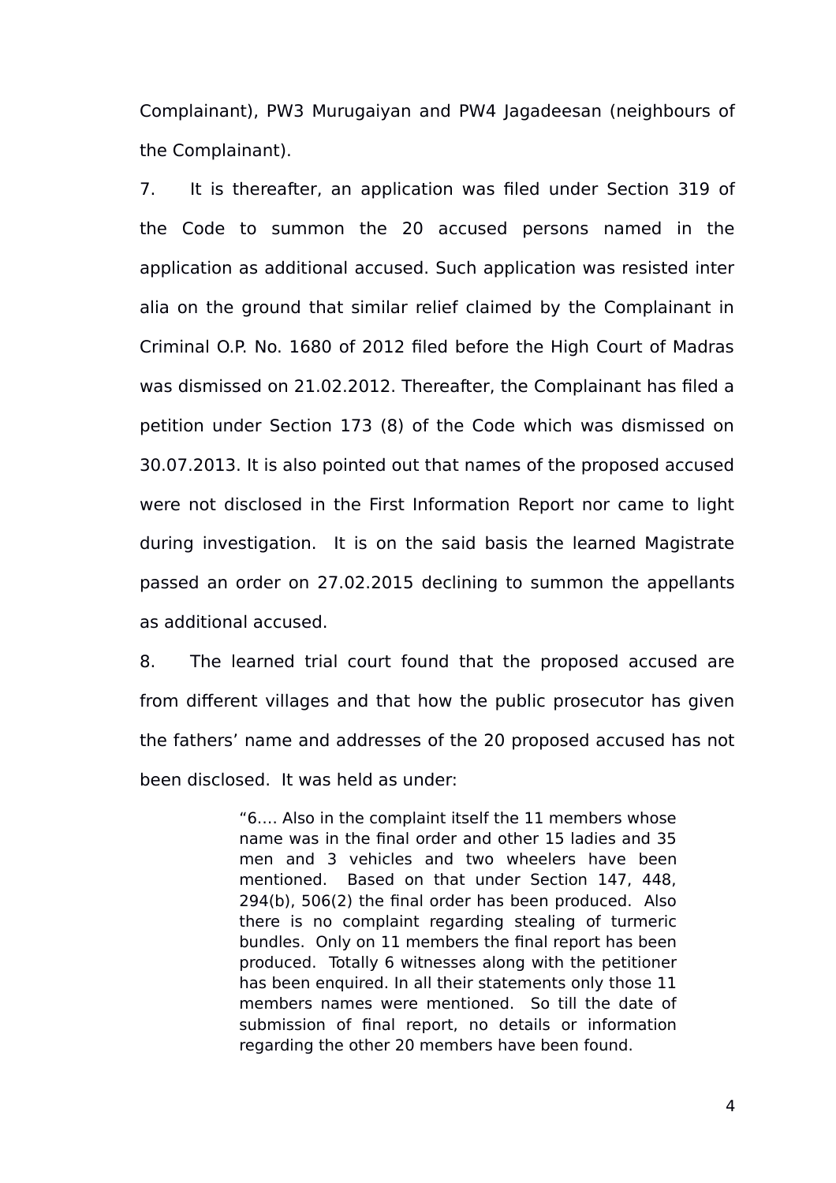Complainant), PW3 Murugaiyan and PW4 Jagadeesan (neighbours of the Complainant).

7. It is thereafter, an application was filed under Section 319 of the Code to summon the 20 accused persons named in the application as additional accused. Such application was resisted inter alia on the ground that similar relief claimed by the Complainant in Criminal O.P. No. 1680 of 2012 filed before the High Court of Madras was dismissed on 21.02.2012. Thereafter, the Complainant has filed a petition under Section 173 (8) of the Code which was dismissed on 30.07.2013. It is also pointed out that names of the proposed accused were not disclosed in the First Information Report nor came to light during investigation. It is on the said basis the learned Magistrate passed an order on 27.02.2015 declining to summon the appellants as additional accused.

8. The learned trial court found that the proposed accused are from different villages and that how the public prosecutor has given the fathers' name and addresses of the 20 proposed accused has not been disclosed. It was held as under:

> "6.… Also in the complaint itself the 11 members whose name was in the final order and other 15 ladies and 35 men and 3 vehicles and two wheelers have been mentioned. Based on that under Section 147, 448, 294(b), 506(2) the final order has been produced. Also there is no complaint regarding stealing of turmeric bundles. Only on 11 members the final report has been produced. Totally 6 witnesses along with the petitioner has been enquired. In all their statements only those 11 members names were mentioned. So till the date of submission of final report, no details or information regarding the other 20 members have been found.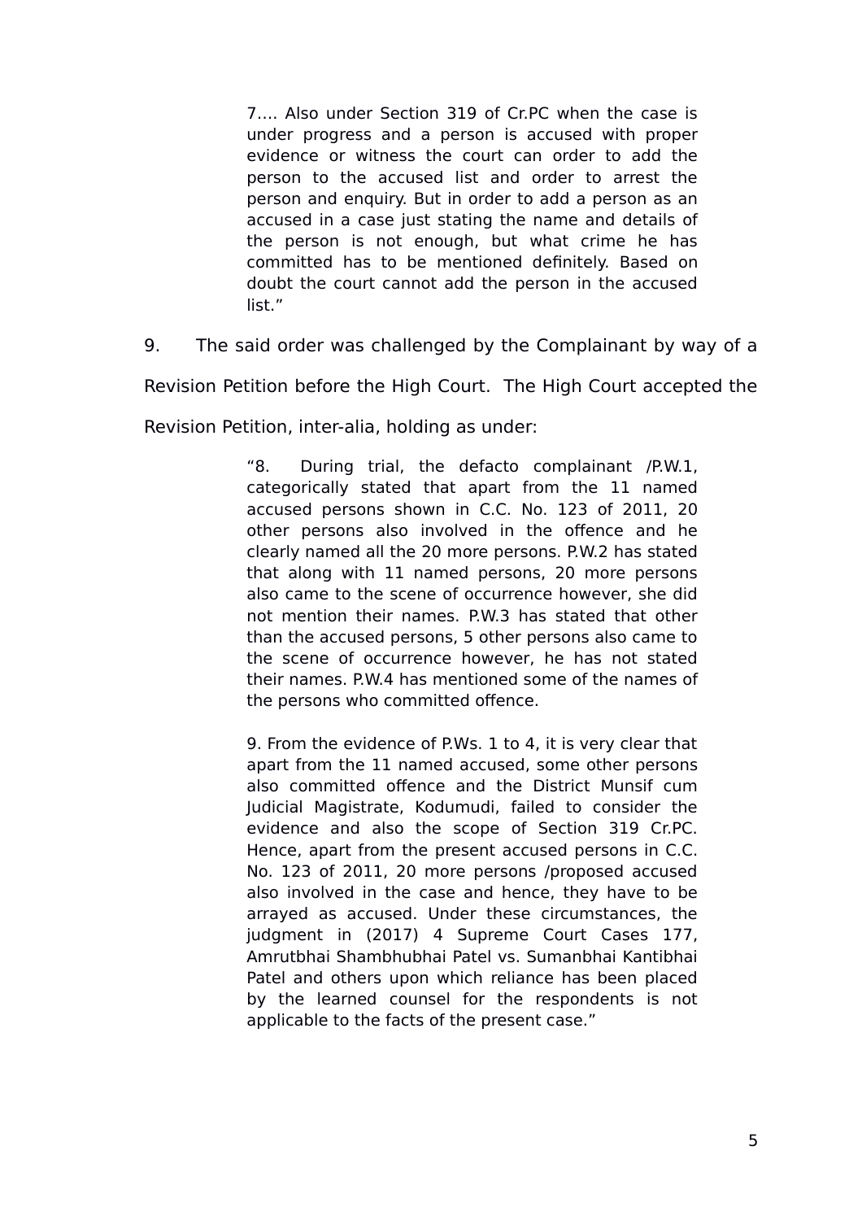> 7…. Also under Section 319 of Cr.PC when the case is under progress and a person is accused with proper evidence or witness the court can order to add the person to the accused list and order to arrest the person and enquiry. But in order to add a person as an accused in a case just stating the name and details of the person is not enough, but what crime he has committed has to be mentioned definitely. Based on doubt the court cannot add the person in the accused list."

9. The said order was challenged by the Complainant by way of a Revision Petition before the High Court. The High Court accepted the Revision Petition, inter-alia, holding as under:

> "8. During trial, the defacto complainant /P.W.1, categorically stated that apart from the 11 named accused persons shown in C.C. No. 123 of 2011, 20 other persons also involved in the offence and he clearly named all the 20 more persons. P.W.2 has stated that along with 11 named persons, 20 more persons also came to the scene of occurrence however, she did not mention their names. P.W.3 has stated that other than the accused persons, 5 other persons also came to the scene of occurrence however, he has not stated their names. P.W.4 has mentioned some of the names of the persons who committed offence.
>
> 9. From the evidence of P.Ws. 1 to 4, it is very clear that apart from the 11 named accused, some other persons also committed offence and the District Munsif cum Judicial Magistrate, Kodumudi, failed to consider the evidence and also the scope of Section 319 Cr.PC. Hence, apart from the present accused persons in C.C. No. 123 of 2011, 20 more persons /proposed accused also involved in the case and hence, they have to be arrayed as accused. Under these circumstances, the judgment in (2017) 4 Supreme Court Cases 177, Amrutbhai Shambhubhai Patel vs. Sumanbhai Kantibhai Patel and others upon which reliance has been placed by the learned counsel for the respondents is not applicable to the facts of the present case."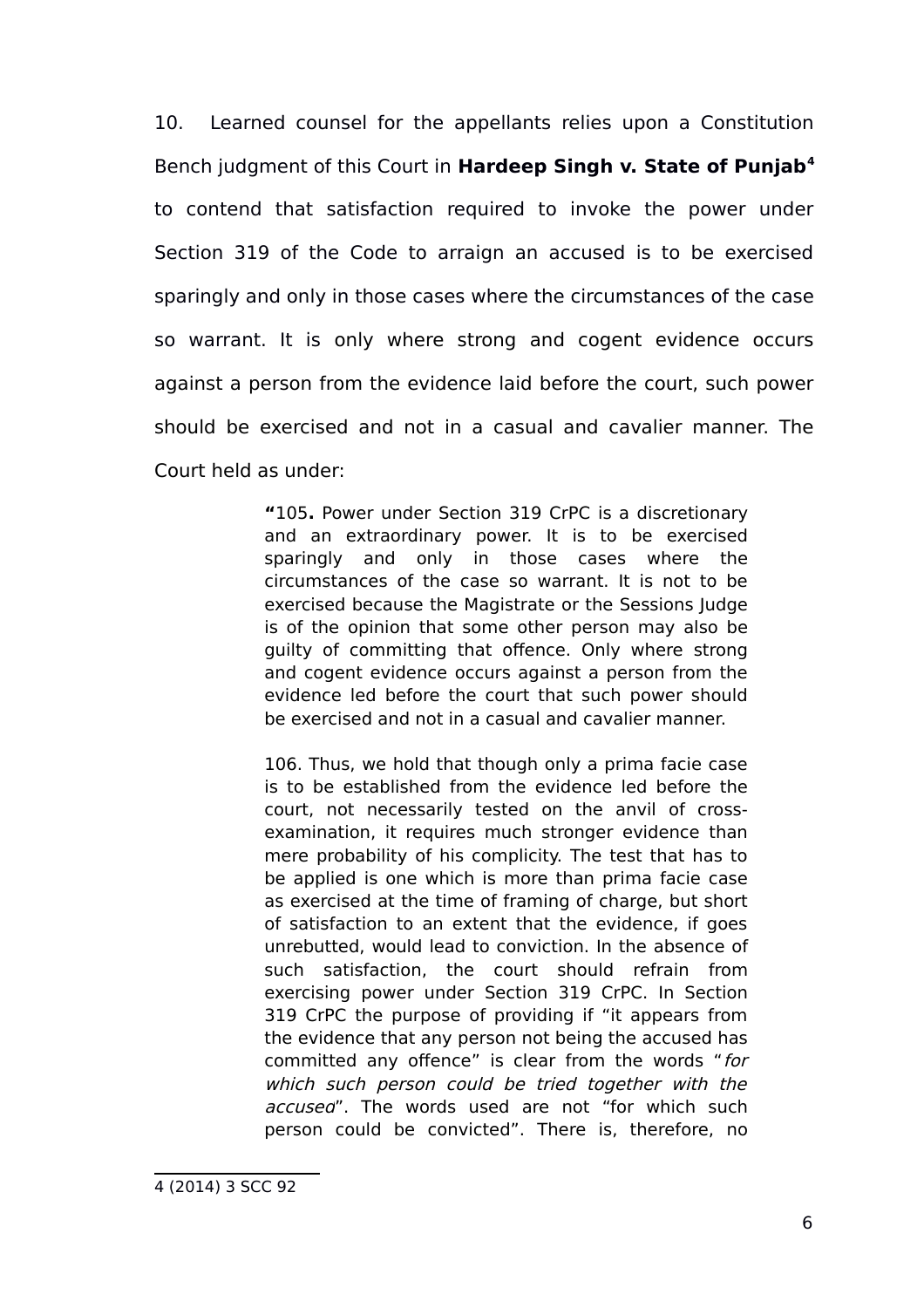10. Learned counsel for the appellants relies upon a Constitution Bench judgment of this Court in **Hardeep Singh v. State of Punjab**[4] to contend that satisfaction required to invoke the power under Section 319 of the Code to arraign an accused is to be exercised sparingly and only in those cases where the circumstances of the case so warrant. It is only where strong and cogent evidence occurs against a person from the evidence laid before the court, such power should be exercised and not in a casual and cavalier manner. The Court held as under:

> **"**105**.** Power under Section 319 CrPC is a discretionary and an extraordinary power. It is to be exercised sparingly and only in those cases where the circumstances of the case so warrant. It is not to be exercised because the Magistrate or the Sessions Judge is of the opinion that some other person may also be guilty of committing that offence. Only where strong and cogent evidence occurs against a person from the evidence led before the court that such power should be exercised and not in a casual and cavalier manner.
>
> 106. Thus, we hold that though only a prima facie case is to be established from the evidence led before the court, not necessarily tested on the anvil of cross-examination, it requires much stronger evidence than mere probability of his complicity. The test that has to be applied is one which is more than prima facie case as exercised at the time of framing of charge, but short of satisfaction to an extent that the evidence, if goes unrebutted, would lead to conviction. In the absence of such satisfaction, the court should refrain from exercising power under Section 319 CrPC. In Section 319 CrPC the purpose of providing if "it appears from the evidence that any person not being the accused has committed any offence" is clear from the words "*for which such person could be tried together with the accused*". The words used are not "for which such person could be convicted". There is, therefore, no

---

4 (2014) 3 SCC 92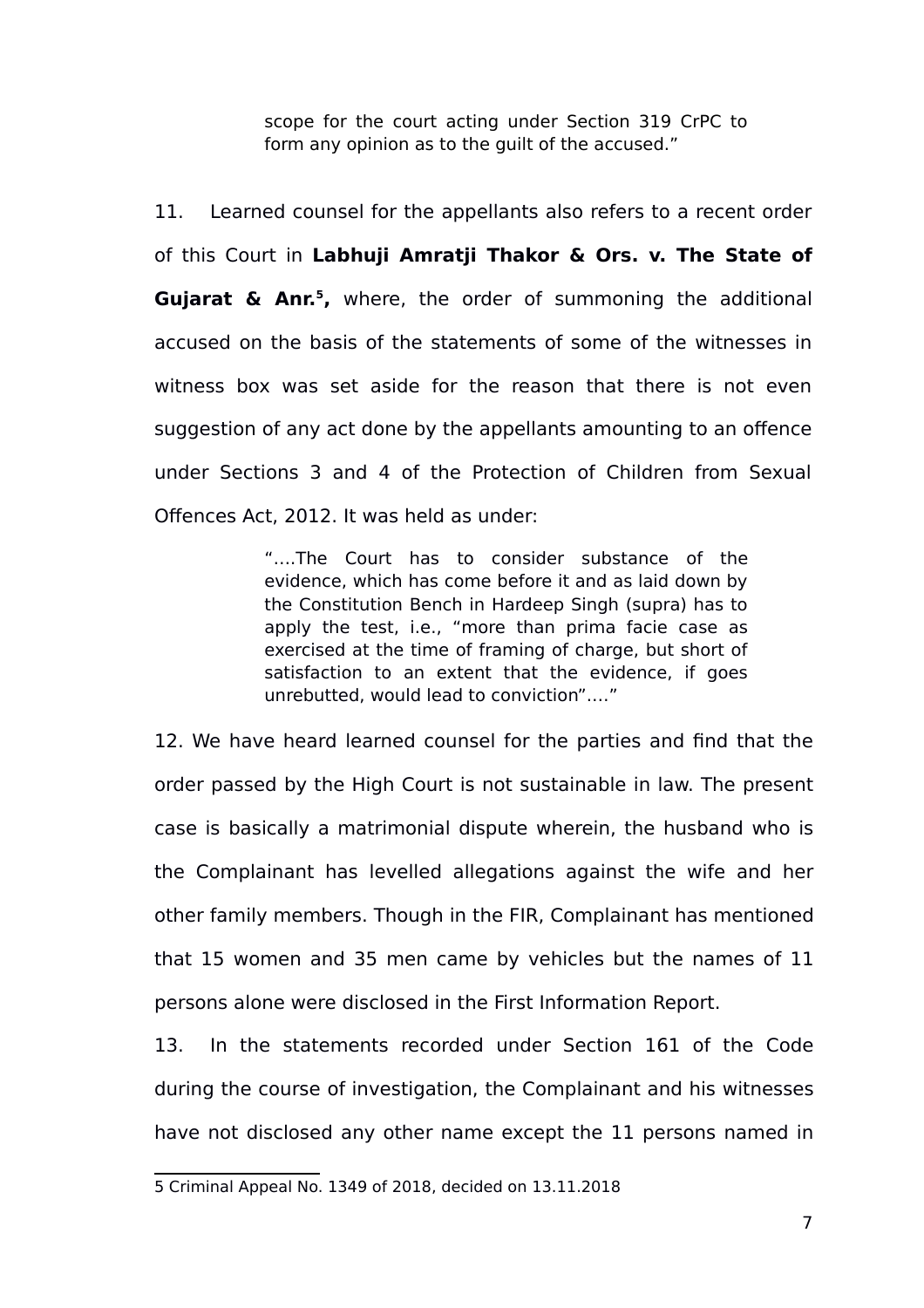> scope for the court acting under Section 319 CrPC to form any opinion as to the guilt of the accused."

11. Learned counsel for the appellants also refers to a recent order of this Court in **Labhuji Amratji Thakor & Ors. v. The State of Gujarat & Anr.[5],** where, the order of summoning the additional accused on the basis of the statements of some of the witnesses in witness box was set aside for the reason that there is not even suggestion of any act done by the appellants amounting to an offence under Sections 3 and 4 of the Protection of Children from Sexual Offences Act, 2012. It was held as under:

> "….The Court has to consider substance of the evidence, which has come before it and as laid down by the Constitution Bench in Hardeep Singh (supra) has to apply the test, i.e., "more than prima facie case as exercised at the time of framing of charge, but short of satisfaction to an extent that the evidence, if goes unrebutted, would lead to conviction"…."

12. We have heard learned counsel for the parties and find that the order passed by the High Court is not sustainable in law. The present case is basically a matrimonial dispute wherein, the husband who is the Complainant has levelled allegations against the wife and her other family members. Though in the FIR, Complainant has mentioned that 15 women and 35 men came by vehicles but the names of 11 persons alone were disclosed in the First Information Report.

13. In the statements recorded under Section 161 of the Code during the course of investigation, the Complainant and his witnesses have not disclosed any other name except the 11 persons named in

---

5 Criminal Appeal No. 1349 of 2018, decided on 13.11.2018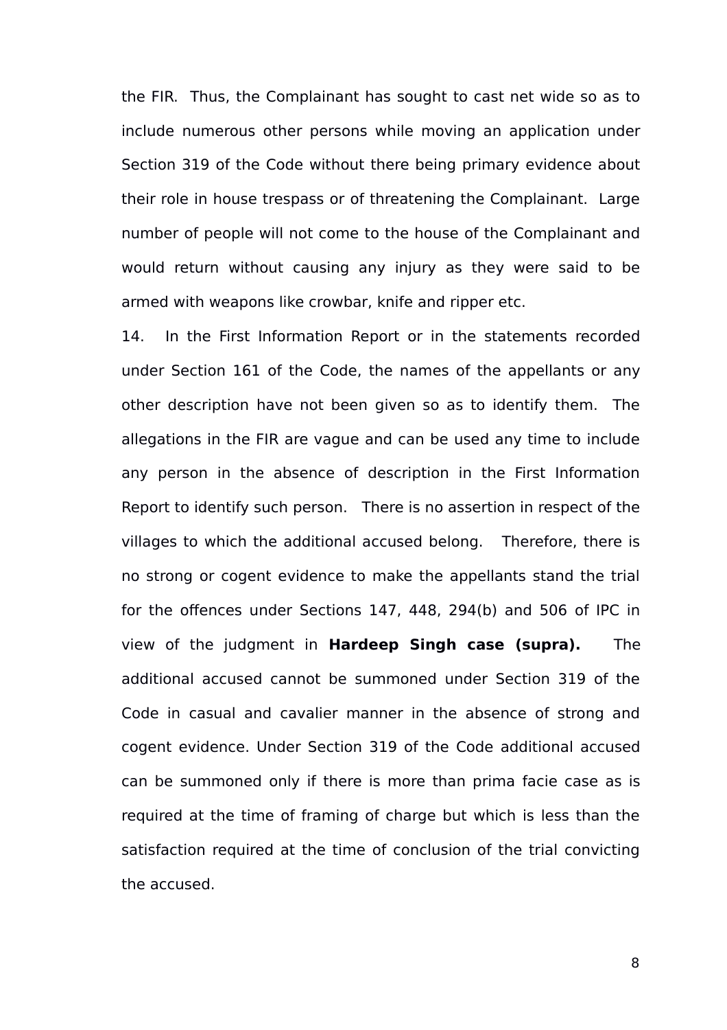the FIR. Thus, the Complainant has sought to cast net wide so as to include numerous other persons while moving an application under Section 319 of the Code without there being primary evidence about their role in house trespass or of threatening the Complainant. Large number of people will not come to the house of the Complainant and would return without causing any injury as they were said to be armed with weapons like crowbar, knife and ripper etc.

14. In the First Information Report or in the statements recorded under Section 161 of the Code, the names of the appellants or any other description have not been given so as to identify them. The allegations in the FIR are vague and can be used any time to include any person in the absence of description in the First Information Report to identify such person. There is no assertion in respect of the villages to which the additional accused belong. Therefore, there is no strong or cogent evidence to make the appellants stand the trial for the offences under Sections 147, 448, 294(b) and 506 of IPC in view of the judgment in **Hardeep Singh case (supra).** The additional accused cannot be summoned under Section 319 of the Code in casual and cavalier manner in the absence of strong and cogent evidence. Under Section 319 of the Code additional accused can be summoned only if there is more than prima facie case as is required at the time of framing of charge but which is less than the satisfaction required at the time of conclusion of the trial convicting the accused.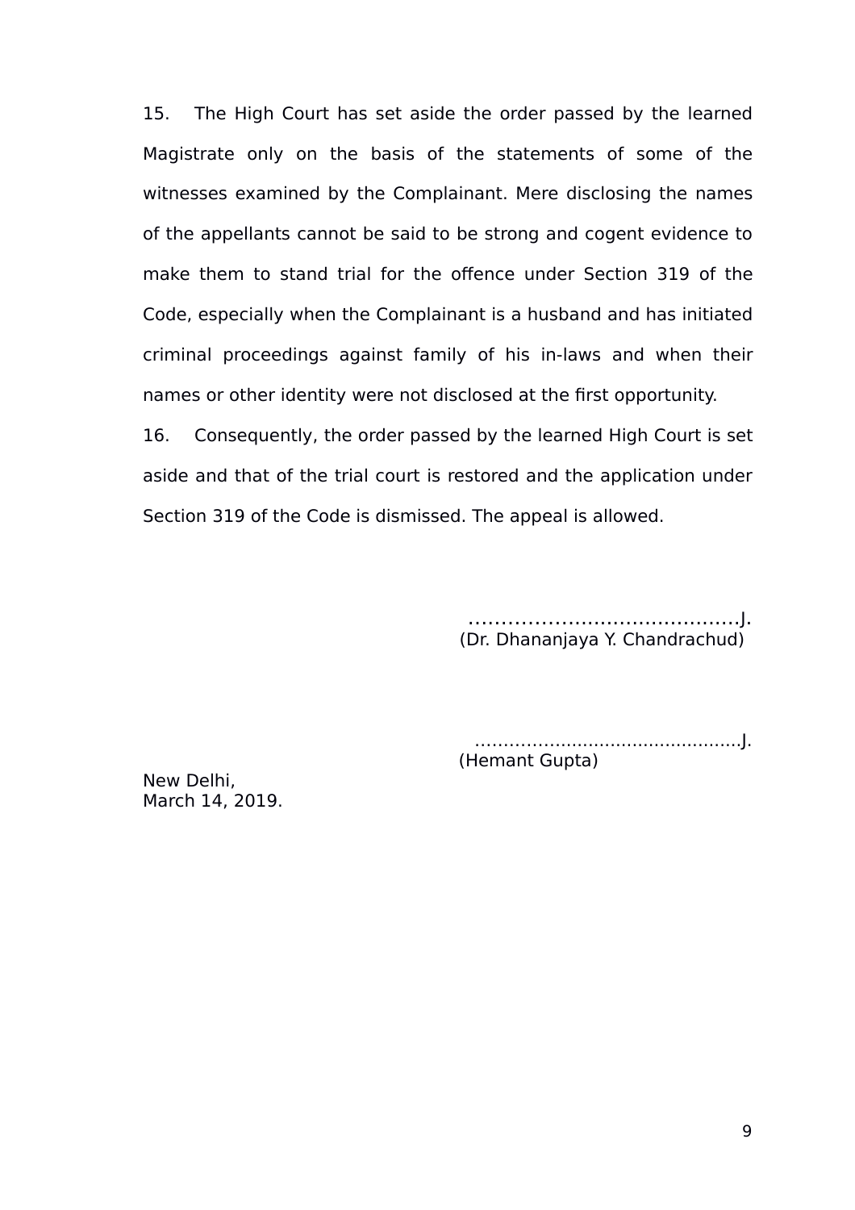15. The High Court has set aside the order passed by the learned Magistrate only on the basis of the statements of some of the witnesses examined by the Complainant. Mere disclosing the names of the appellants cannot be said to be strong and cogent evidence to make them to stand trial for the offence under Section 319 of the Code, especially when the Complainant is a husband and has initiated criminal proceedings against family of his in-laws and when their names or other identity were not disclosed at the first opportunity.

16. Consequently, the order passed by the learned High Court is set aside and that of the trial court is restored and the application under Section 319 of the Code is dismissed. The appeal is allowed.

…………………………………….J.
(Dr. Dhananjaya Y. Chandrachud)

……………………………………….J.
(Hemant Gupta)

New Delhi,
March 14, 2019.